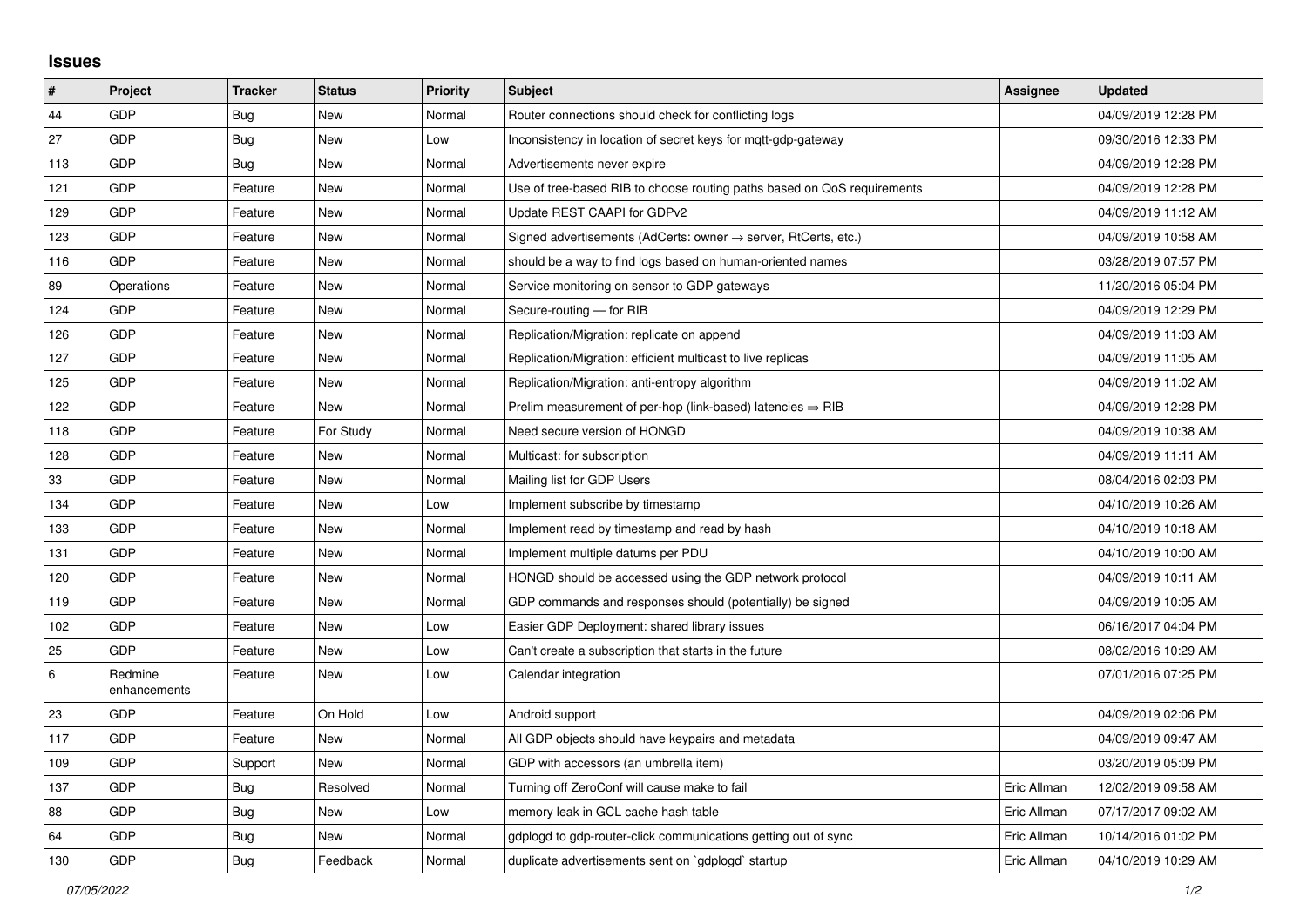## Issues

| # | Project | Tracker | Status | Priority | Subject | Assignee | Updated |
|---|---|---|---|---|---|---|---|
| 44 | GDP | Bug | New | Normal | Router connections should check for conflicting logs | | 04/09/2019 12:28 PM |
| 27 | GDP | Bug | New | Low | Inconsistency in location of secret keys for mqtt-gdp-gateway | | 09/30/2016 12:33 PM |
| 113 | GDP | Bug | New | Normal | Advertisements never expire | | 04/09/2019 12:28 PM |
| 121 | GDP | Feature | New | Normal | Use of tree-based RIB to choose routing paths based on QoS requirements | | 04/09/2019 12:28 PM |
| 129 | GDP | Feature | New | Normal | Update REST CAAPI for GDPv2 | | 04/09/2019 11:12 AM |
| 123 | GDP | Feature | New | Normal | Signed advertisements (AdCerts: owner → server, RtCerts, etc.) | | 04/09/2019 10:58 AM |
| 116 | GDP | Feature | New | Normal | should be a way to find logs based on human-oriented names | | 03/28/2019 07:57 PM |
| 89 | Operations | Feature | New | Normal | Service monitoring on sensor to GDP gateways | | 11/20/2016 05:04 PM |
| 124 | GDP | Feature | New | Normal | Secure-routing — for RIB | | 04/09/2019 12:29 PM |
| 126 | GDP | Feature | New | Normal | Replication/Migration: replicate on append | | 04/09/2019 11:03 AM |
| 127 | GDP | Feature | New | Normal | Replication/Migration: efficient multicast to live replicas | | 04/09/2019 11:05 AM |
| 125 | GDP | Feature | New | Normal | Replication/Migration: anti-entropy algorithm | | 04/09/2019 11:02 AM |
| 122 | GDP | Feature | New | Normal | Prelim measurement of per-hop (link-based) latencies ⇒ RIB | | 04/09/2019 12:28 PM |
| 118 | GDP | Feature | For Study | Normal | Need secure version of HONGD | | 04/09/2019 10:38 AM |
| 128 | GDP | Feature | New | Normal | Multicast: for subscription | | 04/09/2019 11:11 AM |
| 33 | GDP | Feature | New | Normal | Mailing list for GDP Users | | 08/04/2016 02:03 PM |
| 134 | GDP | Feature | New | Low | Implement subscribe by timestamp | | 04/10/2019 10:26 AM |
| 133 | GDP | Feature | New | Normal | Implement read by timestamp and read by hash | | 04/10/2019 10:18 AM |
| 131 | GDP | Feature | New | Normal | Implement multiple datums per PDU | | 04/10/2019 10:00 AM |
| 120 | GDP | Feature | New | Normal | HONGD should be accessed using the GDP network protocol | | 04/09/2019 10:11 AM |
| 119 | GDP | Feature | New | Normal | GDP commands and responses should (potentially) be signed | | 04/09/2019 10:05 AM |
| 102 | GDP | Feature | New | Low | Easier GDP Deployment: shared library issues | | 06/16/2017 04:04 PM |
| 25 | GDP | Feature | New | Low | Can't create a subscription that starts in the future | | 08/02/2016 10:29 AM |
| 6 | Redmine enhancements | Feature | New | Low | Calendar integration | | 07/01/2016 07:25 PM |
| 23 | GDP | Feature | On Hold | Low | Android support | | 04/09/2019 02:06 PM |
| 117 | GDP | Feature | New | Normal | All GDP objects should have keypairs and metadata | | 04/09/2019 09:47 AM |
| 109 | GDP | Support | New | Normal | GDP with accessors (an umbrella item) | | 03/20/2019 05:09 PM |
| 137 | GDP | Bug | Resolved | Normal | Turning off ZeroConf will cause make to fail | Eric Allman | 12/02/2019 09:58 AM |
| 88 | GDP | Bug | New | Low | memory leak in GCL cache hash table | Eric Allman | 07/17/2017 09:02 AM |
| 64 | GDP | Bug | New | Normal | gdplogd to gdp-router-click communications getting out of sync | Eric Allman | 10/14/2016 01:02 PM |
| 130 | GDP | Bug | Feedback | Normal | duplicate advertisements sent on `gdplogd` startup | Eric Allman | 04/10/2019 10:29 AM |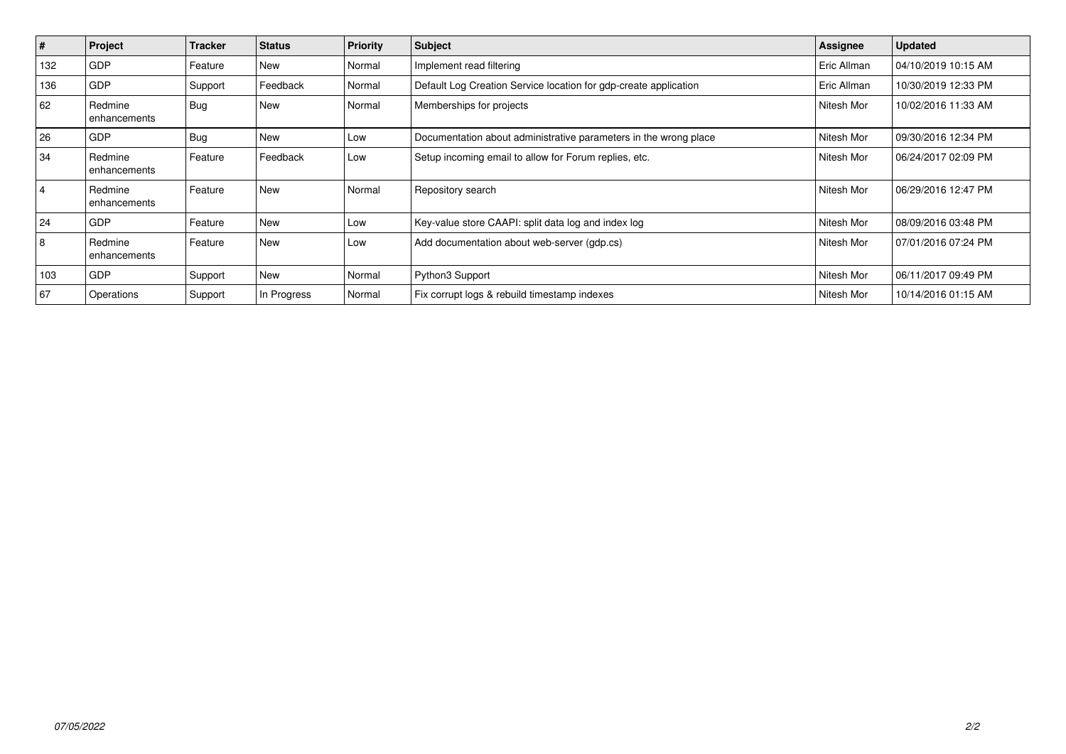| # | Project | Tracker | Status | Priority | Subject | Assignee | Updated |
|---|---|---|---|---|---|---|---|
| 132 | GDP | Feature | New | Normal | Implement read filtering | Eric Allman | 04/10/2019 10:15 AM |
| 136 | GDP | Support | Feedback | Normal | Default Log Creation Service location for gdp-create application | Eric Allman | 10/30/2019 12:33 PM |
| 62 | Redmine enhancements | Bug | New | Normal | Memberships for projects | Nitesh Mor | 10/02/2016 11:33 AM |
| 26 | GDP | Bug | New | Low | Documentation about administrative parameters in the wrong place | Nitesh Mor | 09/30/2016 12:34 PM |
| 34 | Redmine enhancements | Feature | Feedback | Low | Setup incoming email to allow for Forum replies, etc. | Nitesh Mor | 06/24/2017 02:09 PM |
| 4 | Redmine enhancements | Feature | New | Normal | Repository search | Nitesh Mor | 06/29/2016 12:47 PM |
| 24 | GDP | Feature | New | Low | Key-value store CAAPI: split data log and index log | Nitesh Mor | 08/09/2016 03:48 PM |
| 8 | Redmine enhancements | Feature | New | Low | Add documentation about web-server (gdp.cs) | Nitesh Mor | 07/01/2016 07:24 PM |
| 103 | GDP | Support | New | Normal | Python3 Support | Nitesh Mor | 06/11/2017 09:49 PM |
| 67 | Operations | Support | In Progress | Normal | Fix corrupt logs & rebuild timestamp indexes | Nitesh Mor | 10/14/2016 01:15 AM |

*07/05/2022*